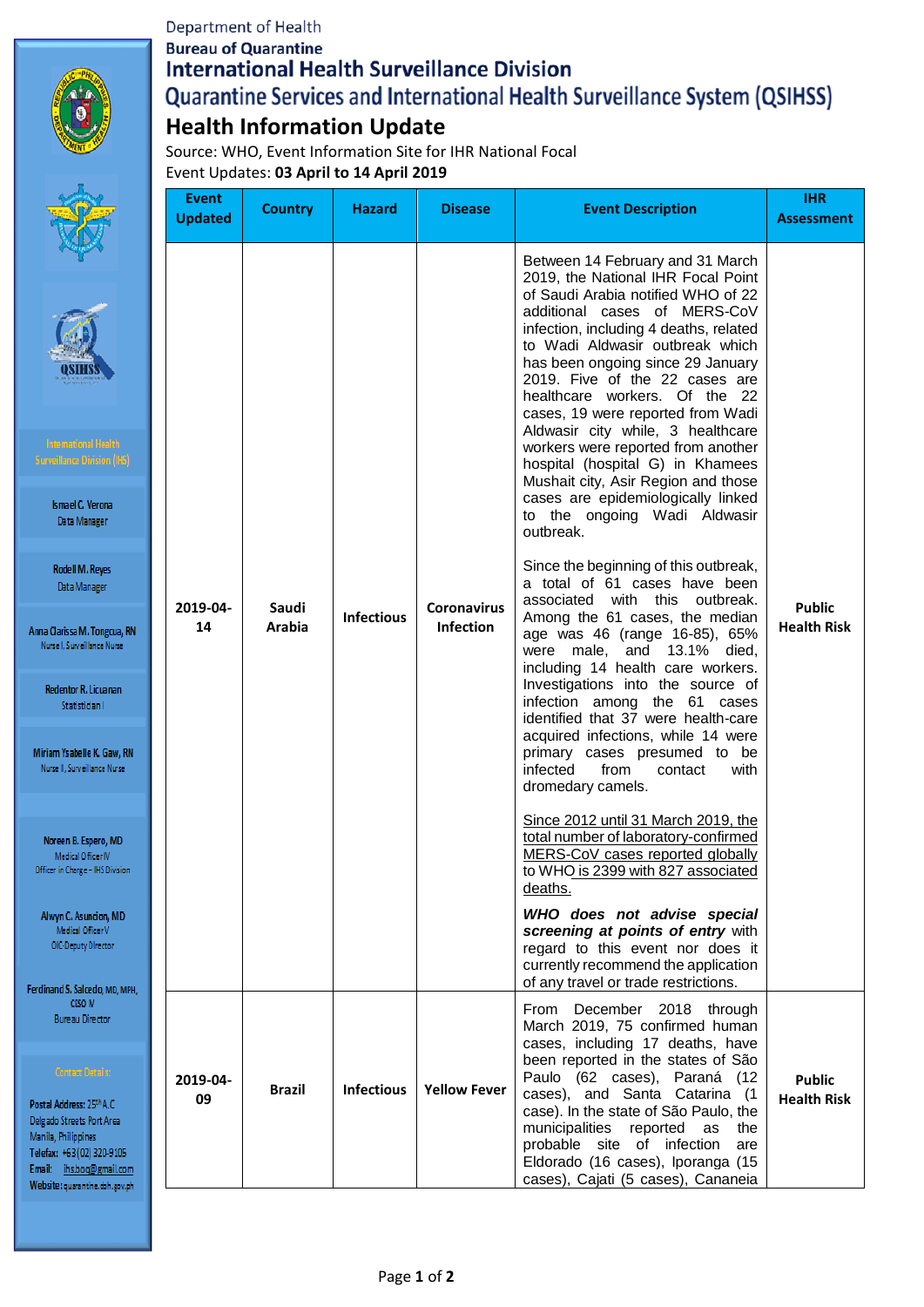Department of Health
Bureau of Quarantine

# International Health Surveillance Division

## Quarantine Services and International Health Surveillance System (QSIHSS)

## Health Information Update

Source: WHO, Event Information Site for IHR National Focal
Event Updates: **03 April to 14 April 2019**

| Event Updated | Country | Hazard | Disease | Event Description | IHR Assessment |
|---|---|---|---|---|---|
| **2019-04-14** | **Saudi Arabia** | **Infectious** | **Coronavirus Infection** | Between 14 February and 31 March 2019, the National IHR Focal Point of Saudi Arabia notified WHO of 22 additional cases of MERS-CoV infection, including 4 deaths, related to Wadi Aldwasir outbreak which has been ongoing since 29 January 2019. Five of the 22 cases are healthcare workers. Of the 22 cases, 19 were reported from Wadi Aldwasir city while, 3 healthcare workers were reported from another hospital (hospital G) in Khamees Mushait city, Asir Region and those cases are epidemiologically linked to the ongoing Wadi Aldwasir outbreak.<br><br>Since the beginning of this outbreak, a total of 61 cases have been associated with this outbreak. Among the 61 cases, the median age was 46 (range 16-85), 65% were male, and 13.1% died, including 14 health care workers. Investigations into the source of infection among the 61 cases identified that 37 were health-care acquired infections, while 14 were primary cases presumed to be infected from contact with dromedary camels.<br><br><u>Since 2012 until 31 March 2019, the total number of laboratory-confirmed MERS-CoV cases reported globally to WHO is 2399 with 827 associated deaths.</u><br><br>***WHO does not advise special screening at points of entry*** with regard to this event nor does it currently recommend the application of any travel or trade restrictions. | **Public Health Risk** |
| **2019-04-09** | **Brazil** | **Infectious** | **Yellow Fever** | From December 2018 through March 2019, 75 confirmed human cases, including 17 deaths, have been reported in the states of São Paulo (62 cases), Paraná (12 cases), and Santa Catarina (1 case). In the state of São Paulo, the municipalities reported as the probable site of infection are Eldorado (16 cases), Iporanga (15 cases), Cajati (5 cases), Cananeia | **Public Health Risk** |

International Health Surveillance Division (IHS)

Ismael C. Verona
Data Manager

Rodell M. Reyes
Data Manager

Anna Clarissa M. Tongcua, RN
Nurse I, Surveillance Nurse

Redentor R. Licuanan
Statistician I

Miriam Ysabelle K. Gaw, RN
Nurse II, Surveillance Nurse

Noreen B. Espero, MD
Medical Officer IV
Officer in Charge – IHS Division

Alwyn C. Asuncion, MD
Medical Officer V
OIC-Deputy Director

Ferdinand S. Salcedo, MD, MPH, CESO V
Bureau Director

Contact Details:

Postal Address: 25th A.C Delgado Streets Port Area Manila, Philippines
Telefax: +63(02) 320-9105
Email: ihsboq@gmail.com
Website: quarantine.doh.gov.ph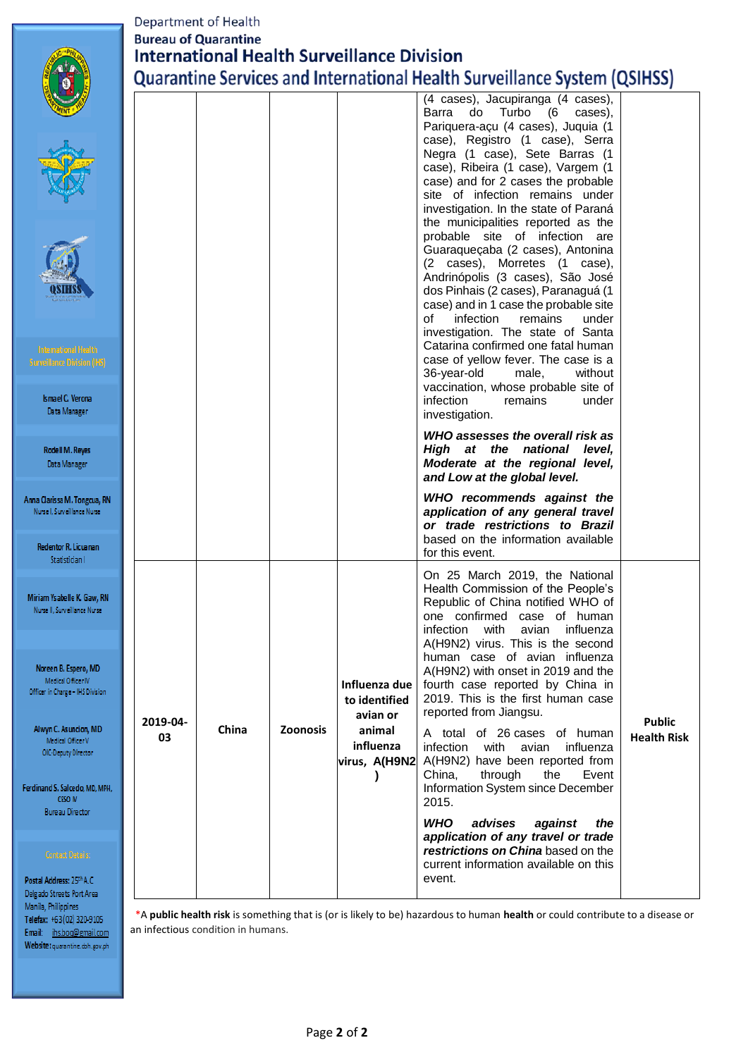Department of Health

Bureau of Quarantine

# International Health Surveillance Division

## Quarantine Services and International Health Surveillance System (QSIHSS)

International Health Surveillance Division (IHS)

Ismael C. Verona
Data Manager

Rodell M. Reyes
Data Manager

Anna Clarissa M. Tongcua, RN
Nurse I, Surveillance Nurse

Redentor R. Licuanan
Statistician I

Miriam Ysabelle K. Gaw, RN
Nurse II, Surveillance Nurse

Noreen B. Espero, MD
Medical Officer IV
Officer in Charge – IHS Division

Alwyn C. Asuncion, MD
Medical Officer V
OIC-Deputy Director

Ferdinand S. Salcedo, MD, MPH, CESO IV
Bureau Director

Contact Details:

Postal Address: 25th A.C Delgado Streets Port Area Manila, Philippines
Telefax: +63(02) 320-9105
Email: ihsbog@gmail.com
Website: quarantine.doh.gov.ph

| | | | | | |
|---|---|---|---|---|---|
| | | | | (4 cases), Jacupiranga (4 cases), Barra do Turbo (6 cases), Pariquera-açu (4 cases), Juquia (1 case), Registro (1 case), Serra Negra (1 case), Sete Barras (1 case), Ribeira (1 case), Vargem (1 case) and for 2 cases the probable site of infection remains under investigation. In the state of Paraná the municipalities reported as the probable site of infection are Guaraqueçaba (2 cases), Antonina (2 cases), Morretes (1 case), Andrinópolis (3 cases), São José dos Pinhais (2 cases), Paranaguá (1 case) and in 1 case the probable site of infection remains under investigation. The state of Santa Catarina confirmed one fatal human case of yellow fever. The case is a 36-year-old male, without vaccination, whose probable site of infection remains under investigation.<br><br>***WHO assesses the overall risk as High at the national level, Moderate at the regional level, and Low at the global level.***<br><br>***WHO recommends against the application of any general travel or trade restrictions to Brazil*** based on the information available for this event. | |
| **2019-04-03** | **China** | **Zoonosis** | **Influenza due to identified avian or animal influenza virus, A(H9N2)** | On 25 March 2019, the National Health Commission of the People's Republic of China notified WHO of one confirmed case of human infection with avian influenza A(H9N2) virus. This is the second human case of avian influenza A(H9N2) with onset in 2019 and the fourth case reported by China in 2019. This is the first human case reported from Jiangsu.<br><br>A total of 26 cases of human infection with avian influenza A(H9N2) have been reported from China, through the Event Information System since December 2015.<br><br>***WHO advises against the application of any travel or trade restrictions on China*** based on the current information available on this event. | **Public Health Risk** |

*A **public health risk** is something that is (or is likely to be) hazardous to human **health** or could contribute to a disease or an infectious condition in humans.